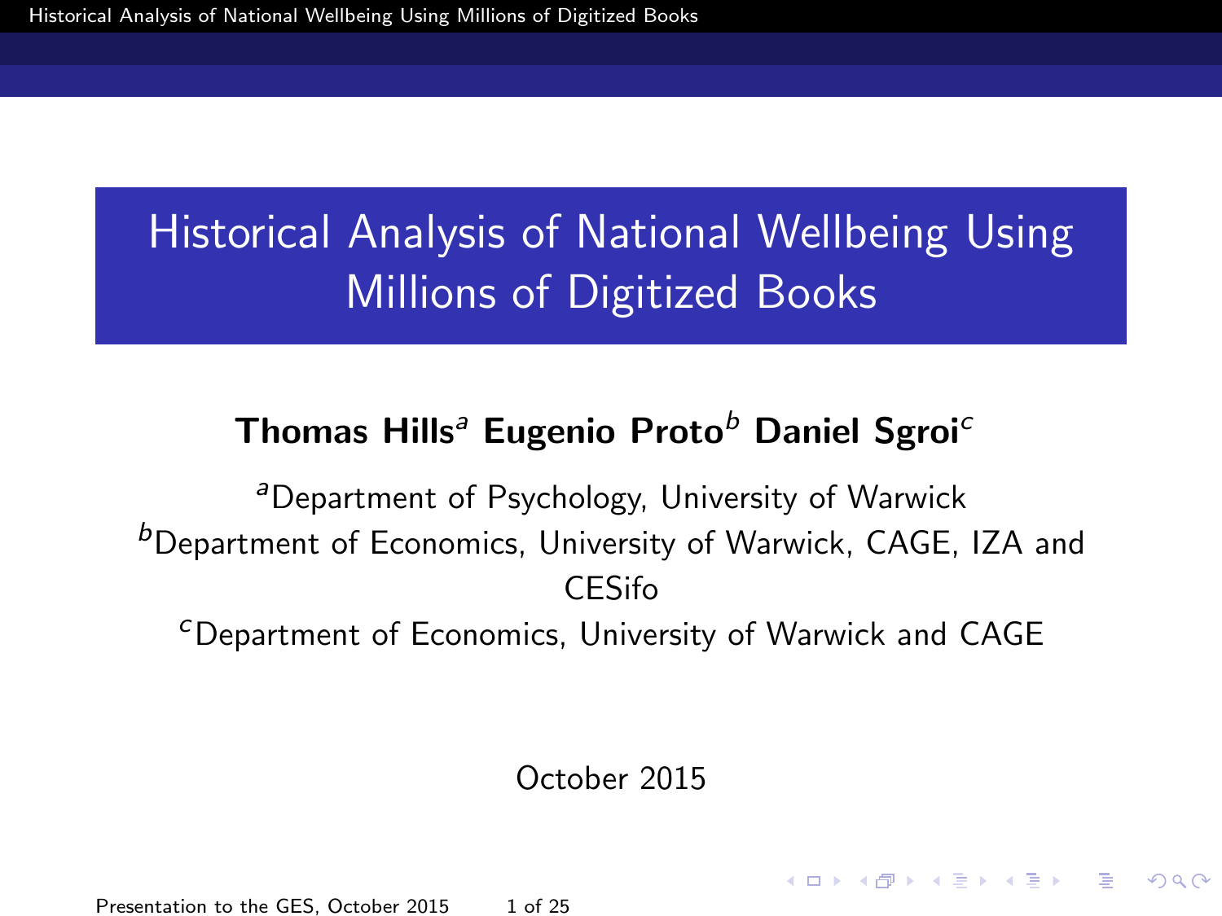# Historical Analysis of National Wellbeing Using Millions of Digitized Books

**Thomas Hills[a] Eugenio Proto[b] Daniel Sgroi[c]**

[a]Department of Psychology, University of Warwick

[b]Department of Economics, University of Warwick, CAGE, IZA and CESifo

[c]Department of Economics, University of Warwick and CAGE

October 2015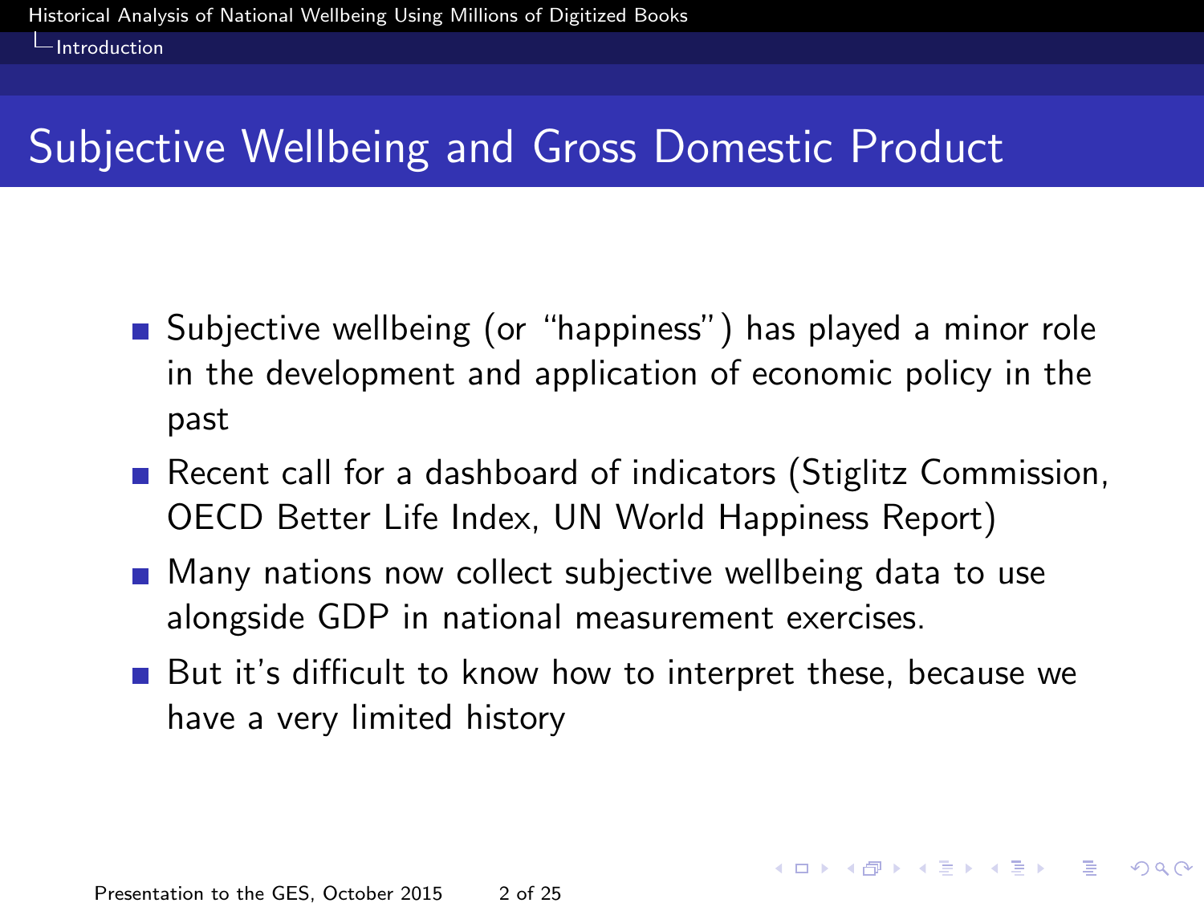## Subjective Wellbeing and Gross Domestic Product

- Subjective wellbeing (or "happiness") has played a minor role in the development and application of economic policy in the past
- Recent call for a dashboard of indicators (Stiglitz Commission, OECD Better Life Index, UN World Happiness Report)
- Many nations now collect subjective wellbeing data to use alongside GDP in national measurement exercises.
- But it's difficult to know how to interpret these, because we have a very limited history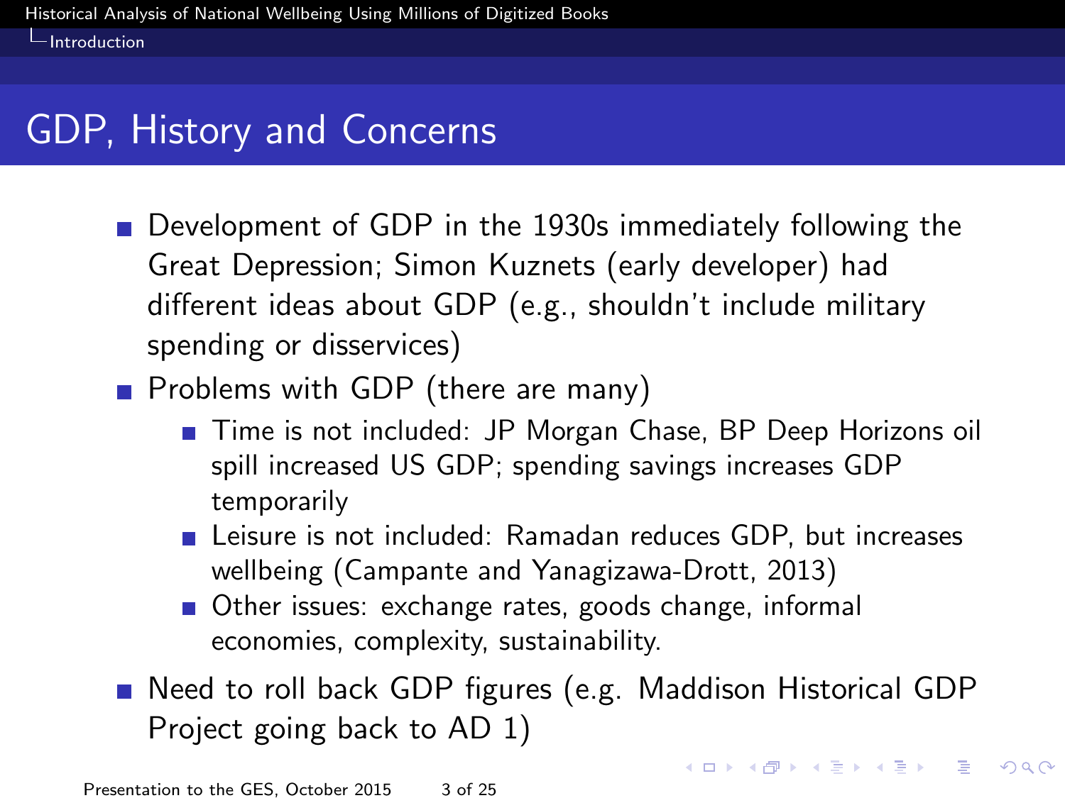## GDP, History and Concerns

- Development of GDP in the 1930s immediately following the Great Depression; Simon Kuznets (early developer) had different ideas about GDP (e.g., shouldn't include military spending or disservices)
- Problems with GDP (there are many)
  - Time is not included: JP Morgan Chase, BP Deep Horizons oil spill increased US GDP; spending savings increases GDP temporarily
  - Leisure is not included: Ramadan reduces GDP, but increases wellbeing (Campante and Yanagizawa-Drott, 2013)
  - Other issues: exchange rates, goods change, informal economies, complexity, sustainability.
- Need to roll back GDP figures (e.g. Maddison Historical GDP Project going back to AD 1)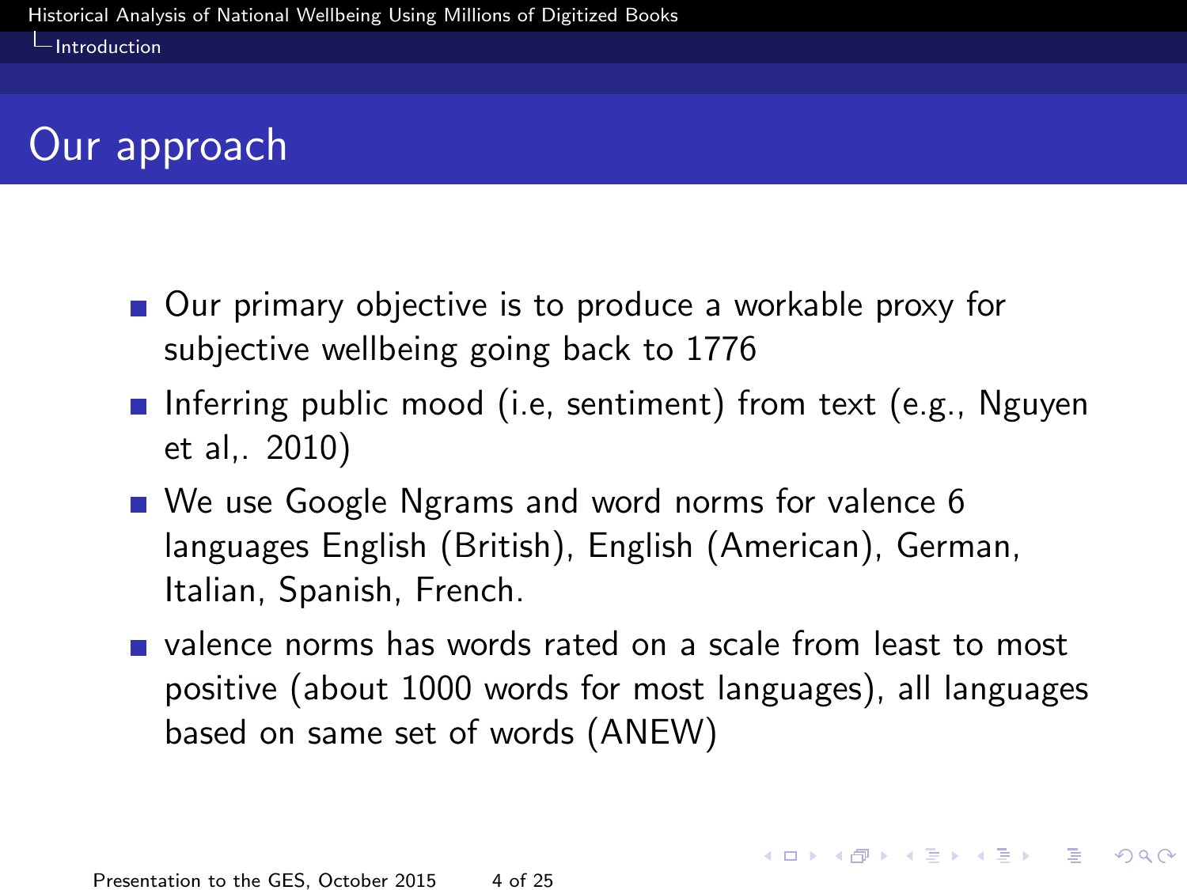# Our approach

- Our primary objective is to produce a workable proxy for subjective wellbeing going back to 1776
- Inferring public mood (i.e, sentiment) from text (e.g., Nguyen et al,. 2010)
- We use Google Ngrams and word norms for valence 6 languages English (British), English (American), German, Italian, Spanish, French.
- valence norms has words rated on a scale from least to most positive (about 1000 words for most languages), all languages based on same set of words (ANEW)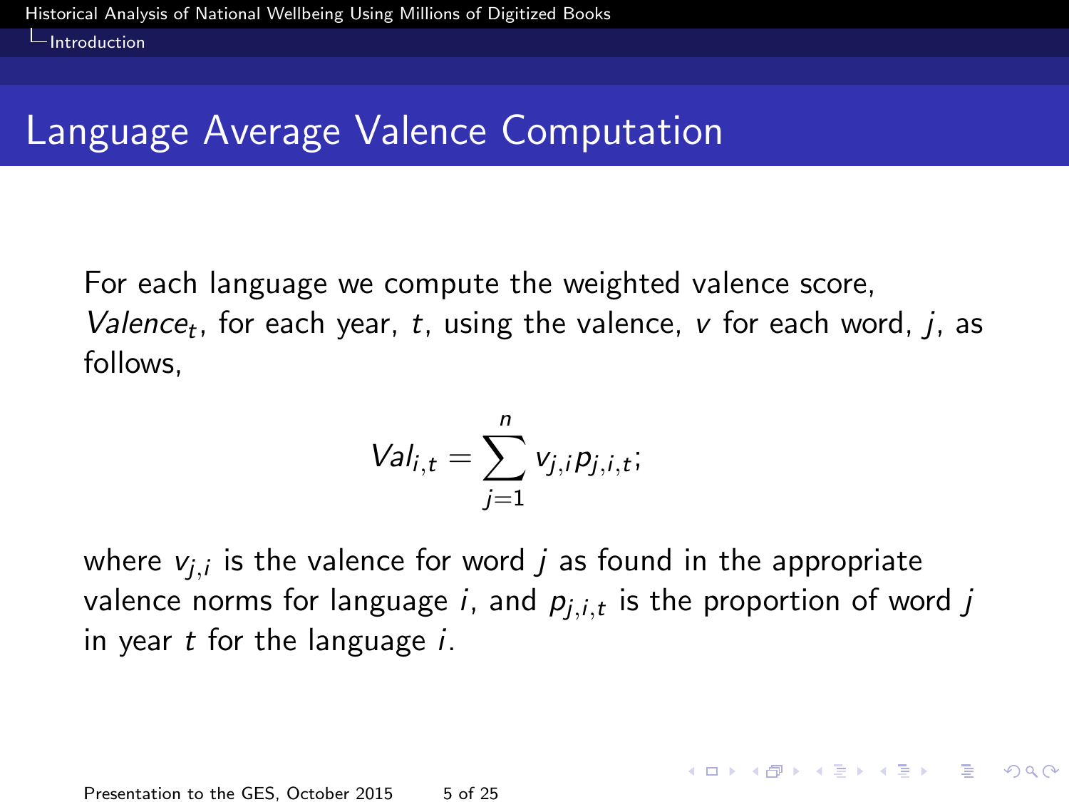# Language Average Valence Computation

For each language we compute the weighted valence score, $Valence_t$, for each year, $t$, using the valence, $v$ for each word, $j$, as follows,

$$Val_{i,t} = \sum_{j=1}^{n} v_{j,i} p_{j,i,t};$$

where $v_{j,i}$ is the valence for word $j$ as found in the appropriate valence norms for language $i$, and $p_{j,i,t}$ is the proportion of word $j$ in year $t$ for the language $i$.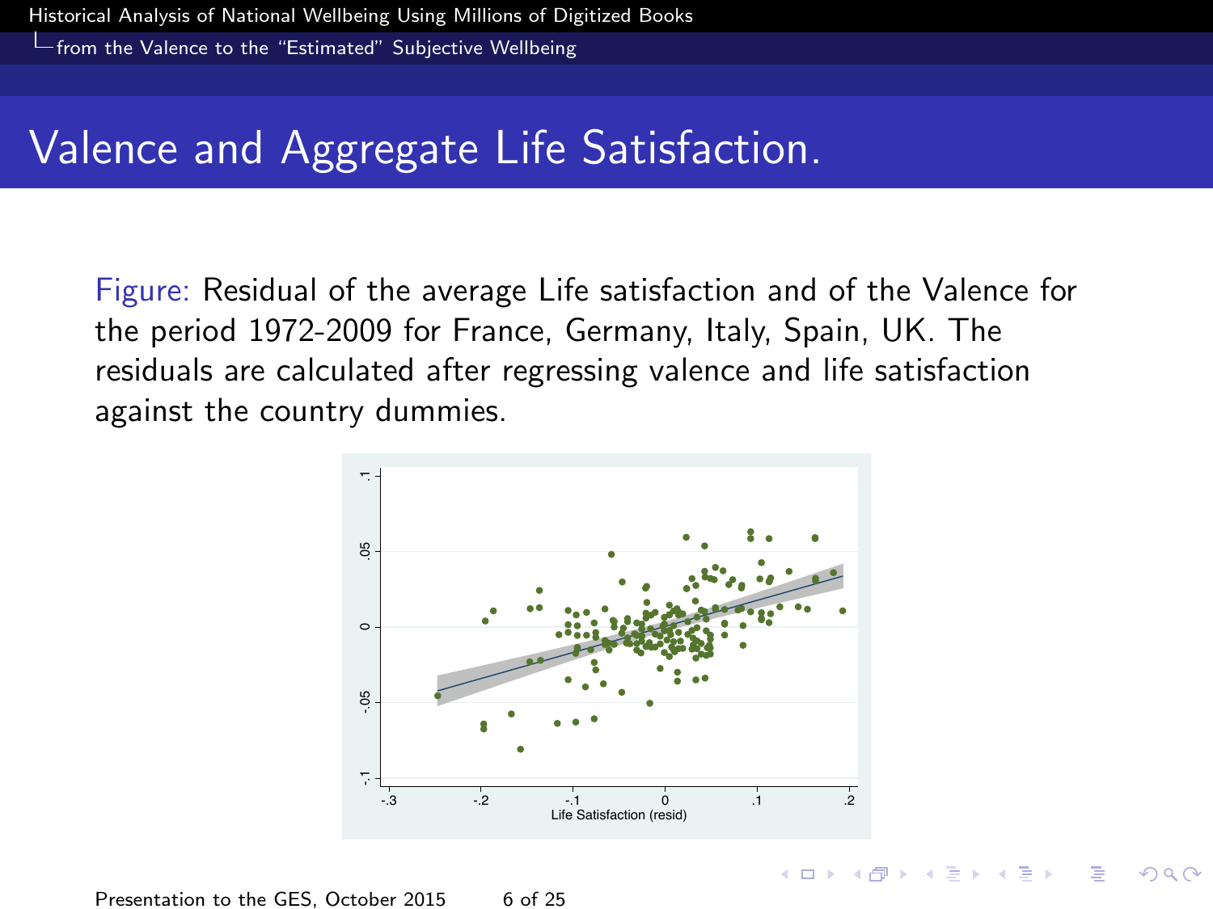# Valence and Aggregate Life Satisfaction.

Figure: Residual of the average Life satisfaction and of the Valence for the period 1972-2009 for France, Germany, Italy, Spain, UK. The residuals are calculated after regressing valence and life satisfaction against the country dummies.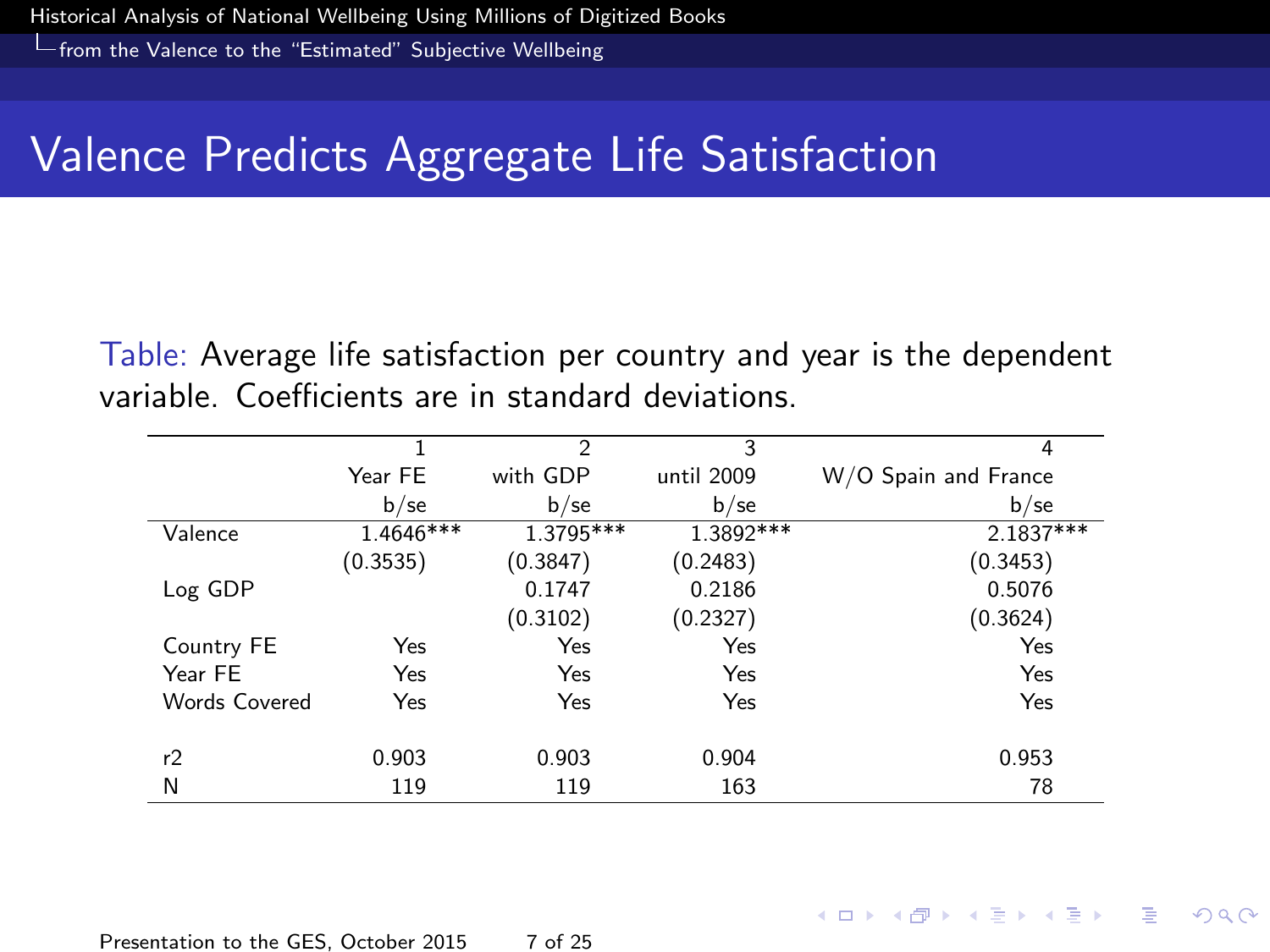# Valence Predicts Aggregate Life Satisfaction

Table: Average life satisfaction per country and year is the dependent variable. Coefficients are in standard deviations.

| | 1 | 2 | 3 | 4 |
|---|---|---|---|---|
| | Year FE | with GDP | until 2009 | W/O Spain and France |
| | b/se | b/se | b/se | b/se |
| Valence | 1.4646*** | 1.3795*** | 1.3892*** | 2.1837*** |
| | (0.3535) | (0.3847) | (0.2483) | (0.3453) |
| Log GDP | | 0.1747 | 0.2186 | 0.5076 |
| | | (0.3102) | (0.2327) | (0.3624) |
| Country FE | Yes | Yes | Yes | Yes |
| Year FE | Yes | Yes | Yes | Yes |
| Words Covered | Yes | Yes | Yes | Yes |
| r2 | 0.903 | 0.903 | 0.904 | 0.953 |
| N | 119 | 119 | 163 | 78 |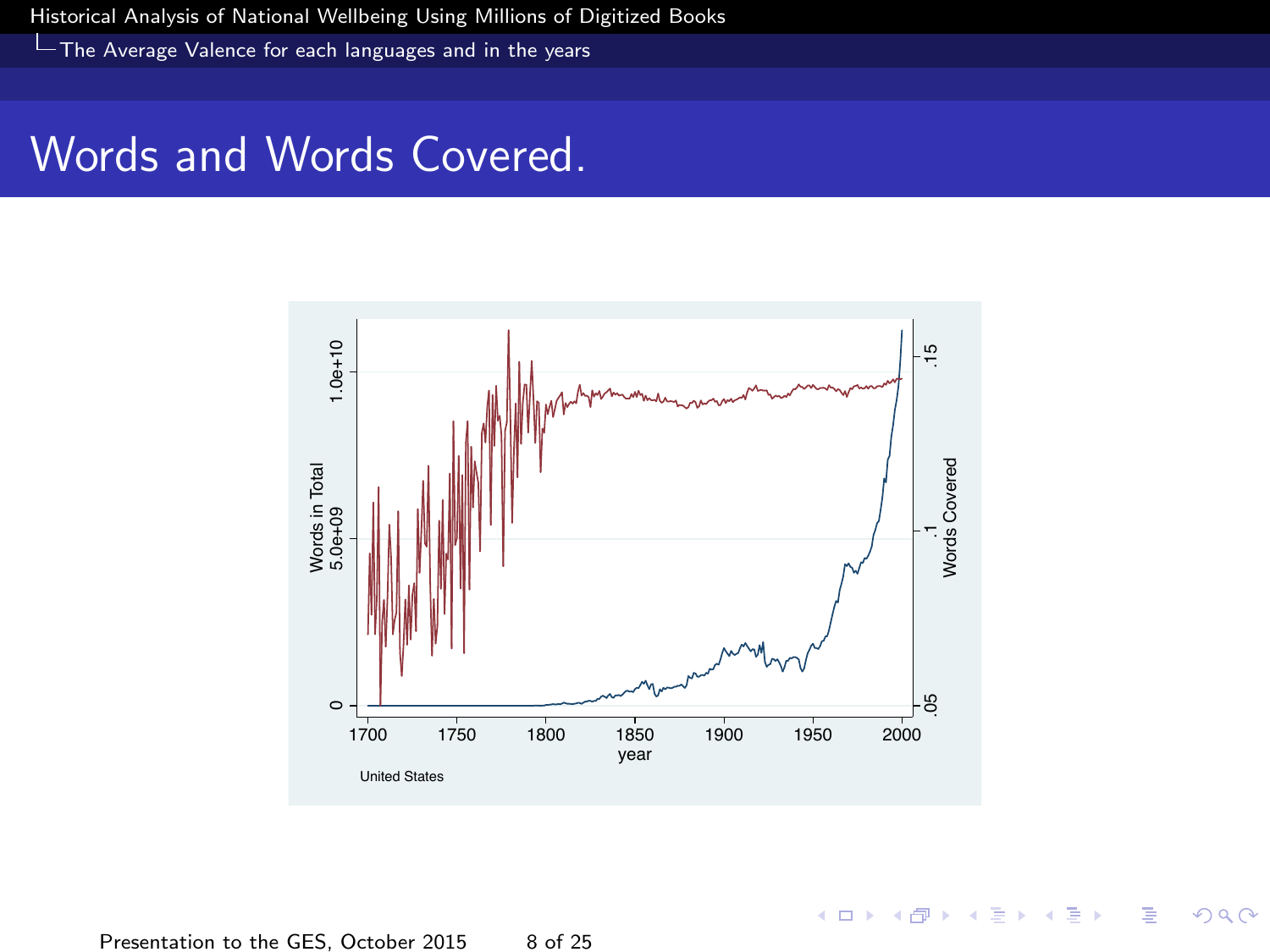## Words and Words Covered.

Words in Total | Words Covered

United States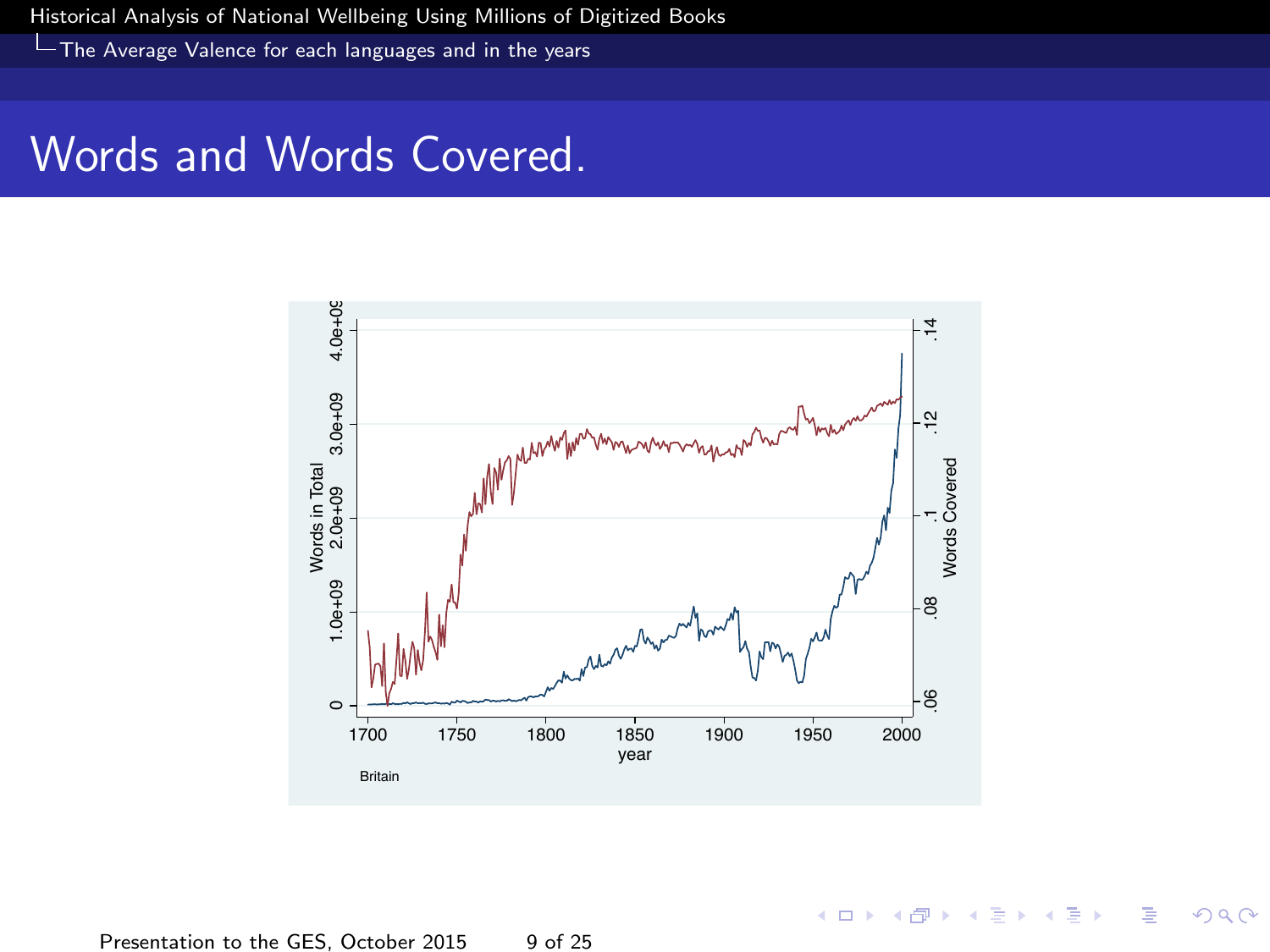# Words and Words Covered.

Britain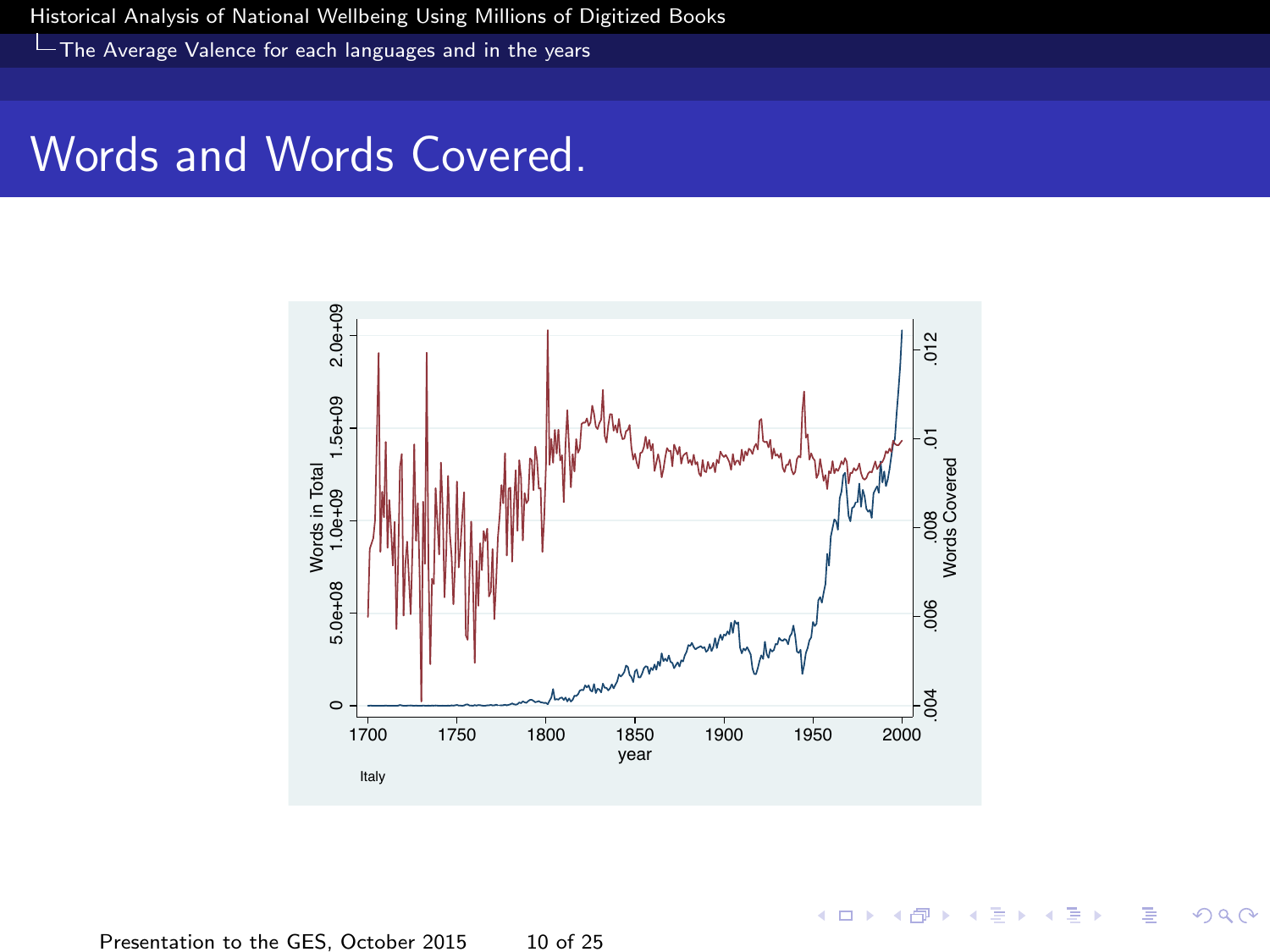# Words and Words Covered.

Italy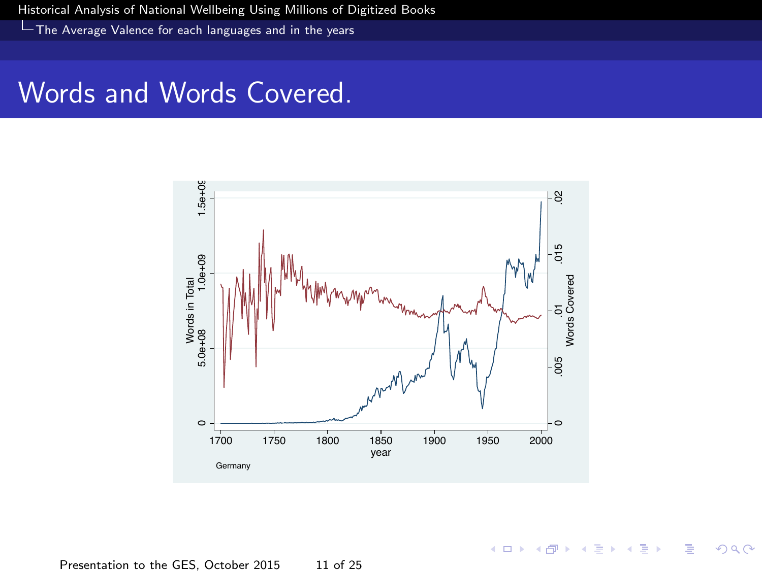# Words and Words Covered.

Germany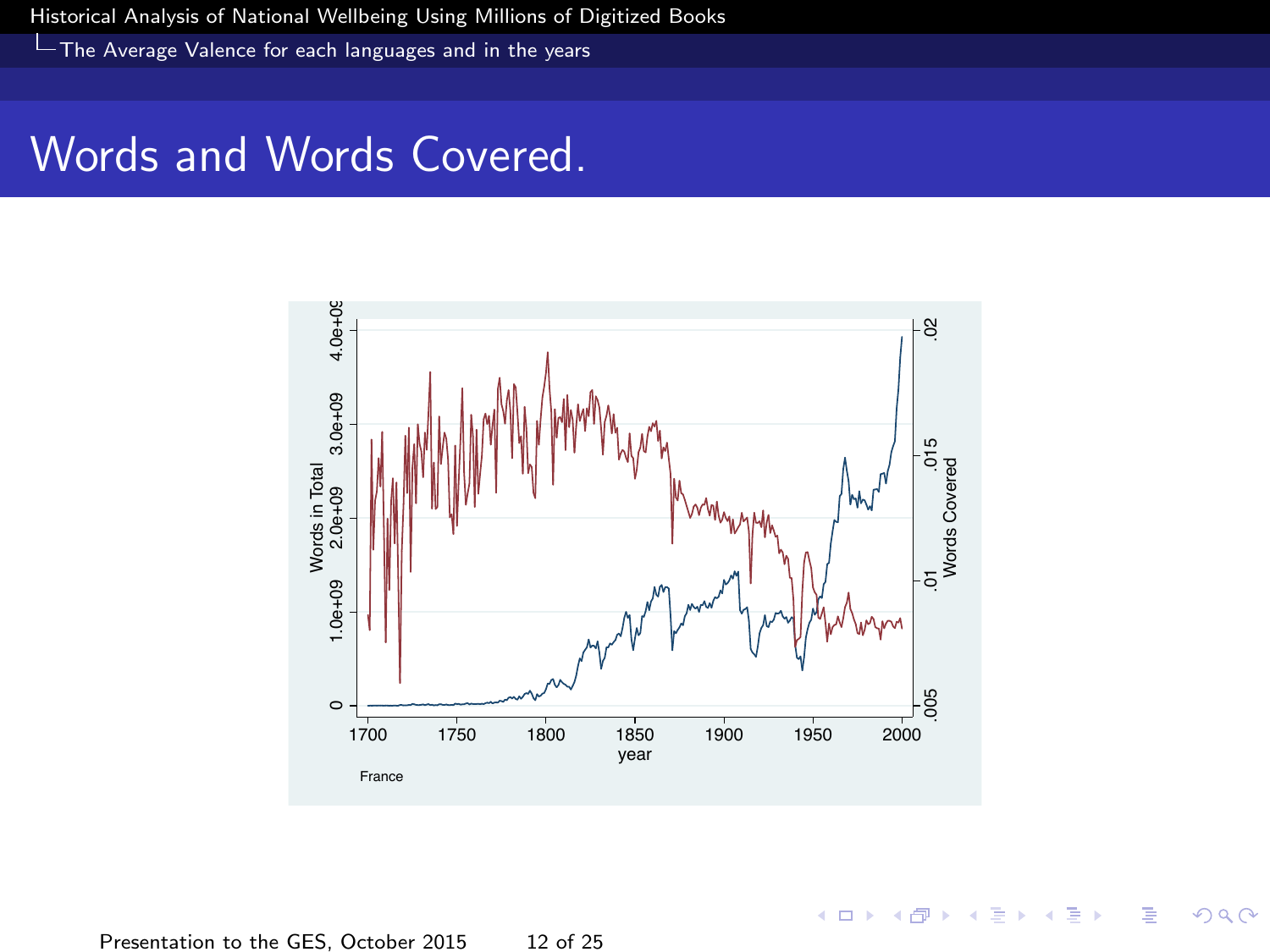# Words and Words Covered.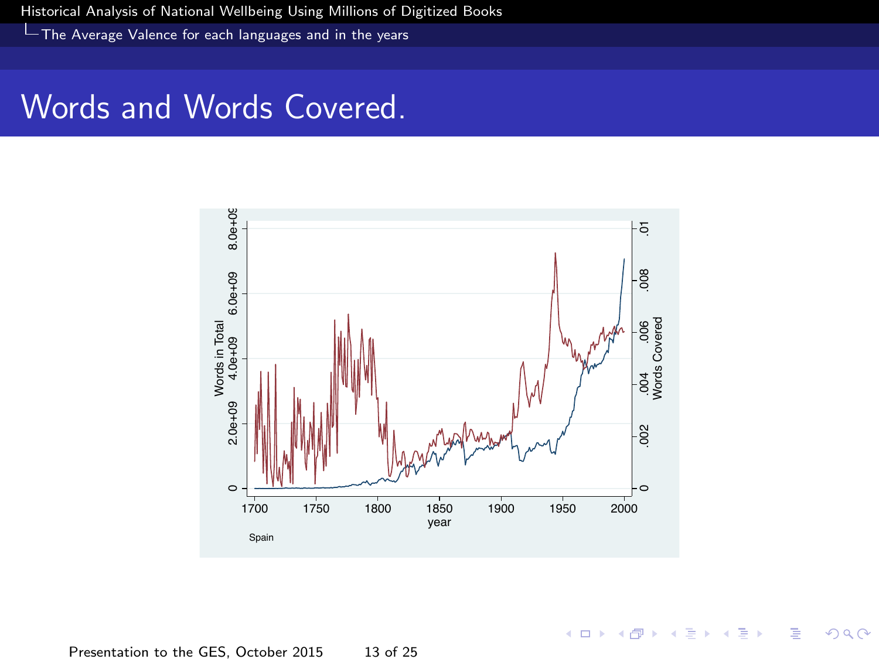# Words and Words Covered.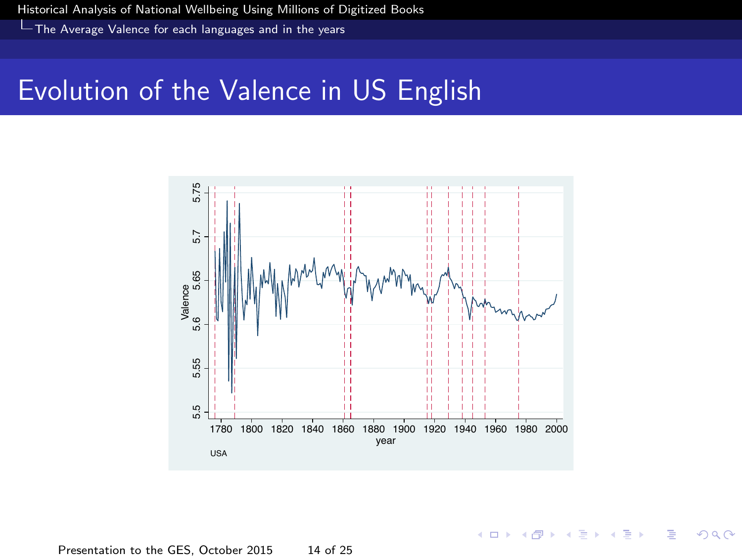# Evolution of the Valence in US English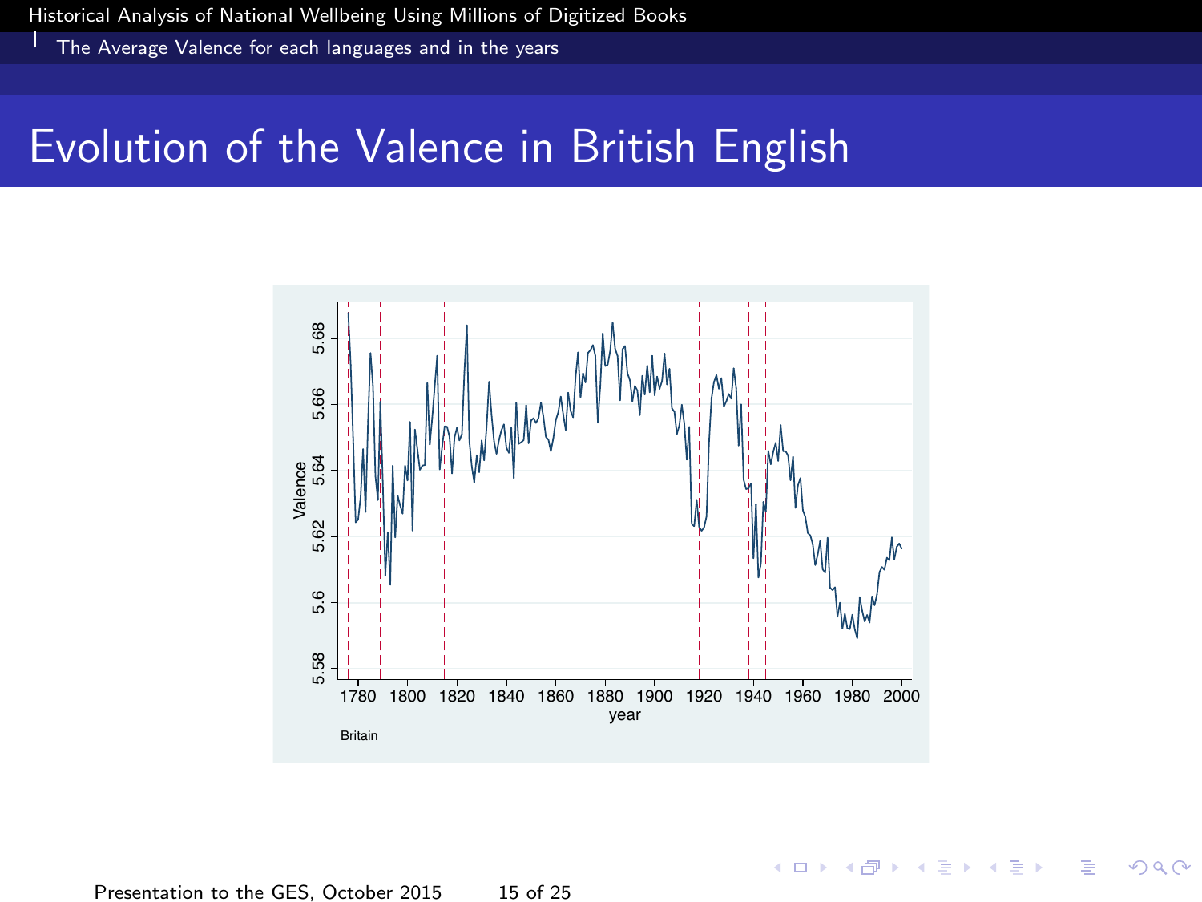# Evolution of the Valence in British English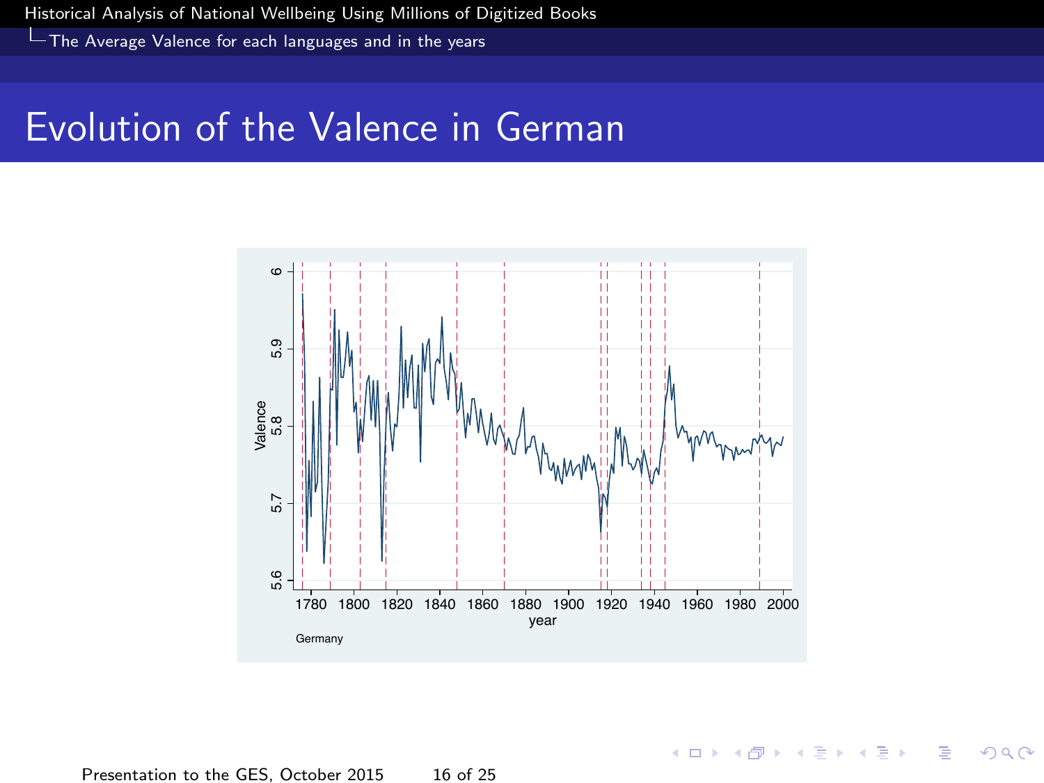# Evolution of the Valence in German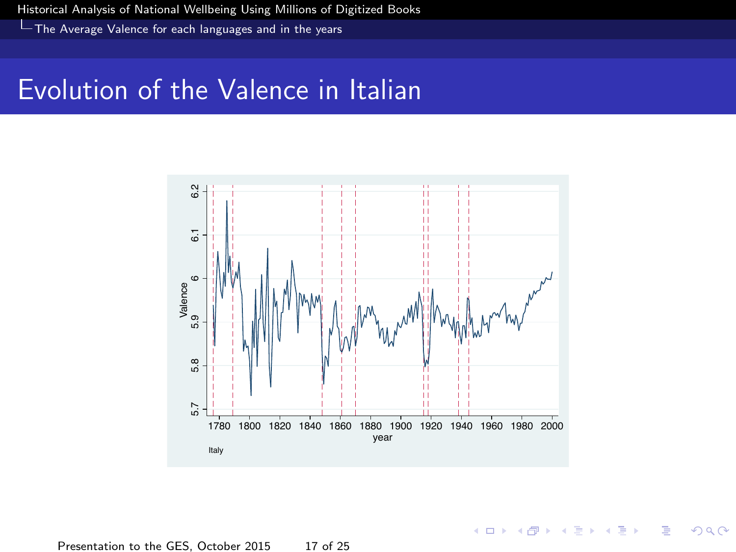# Evolution of the Valence in Italian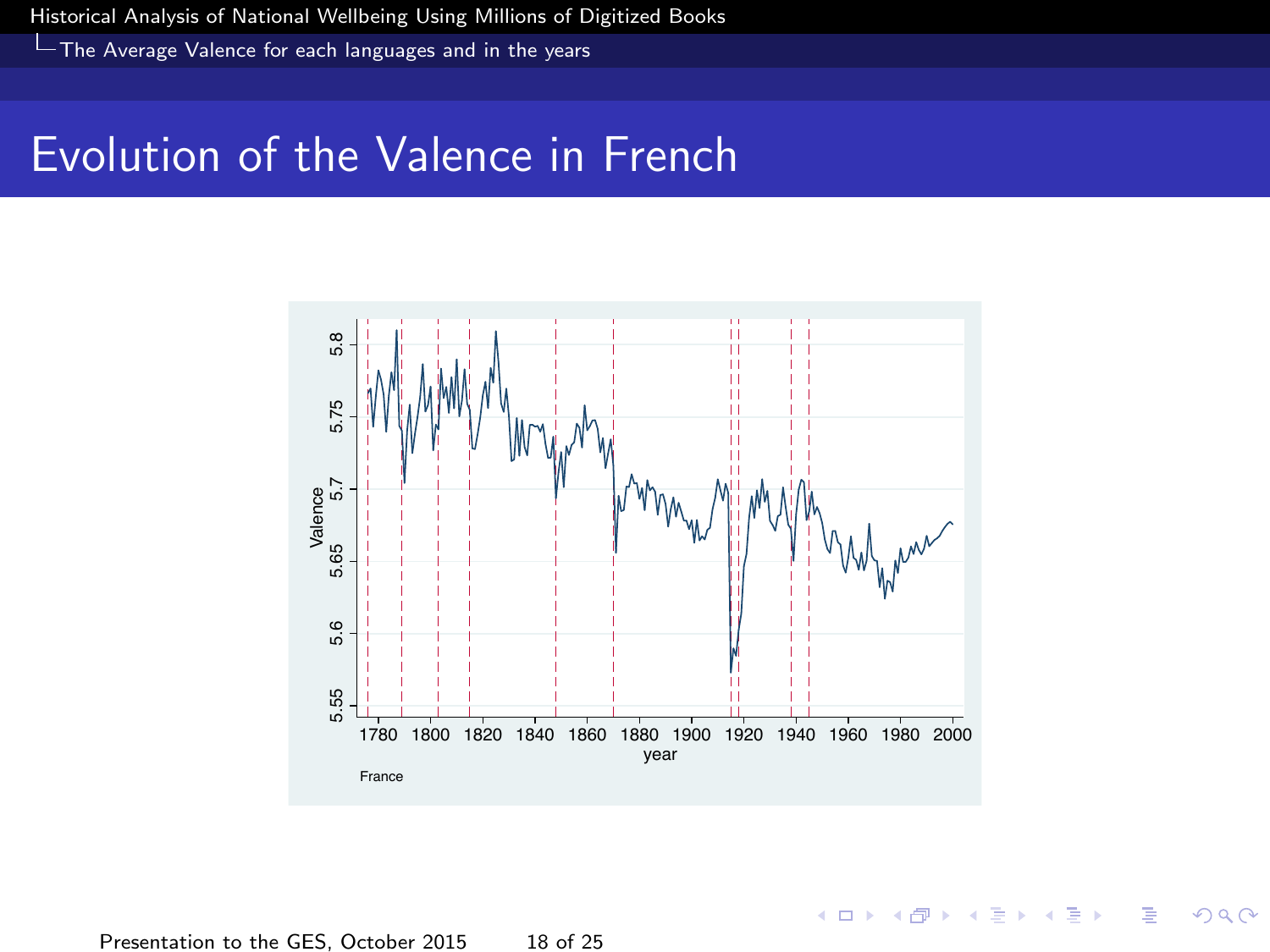# Evolution of the Valence in French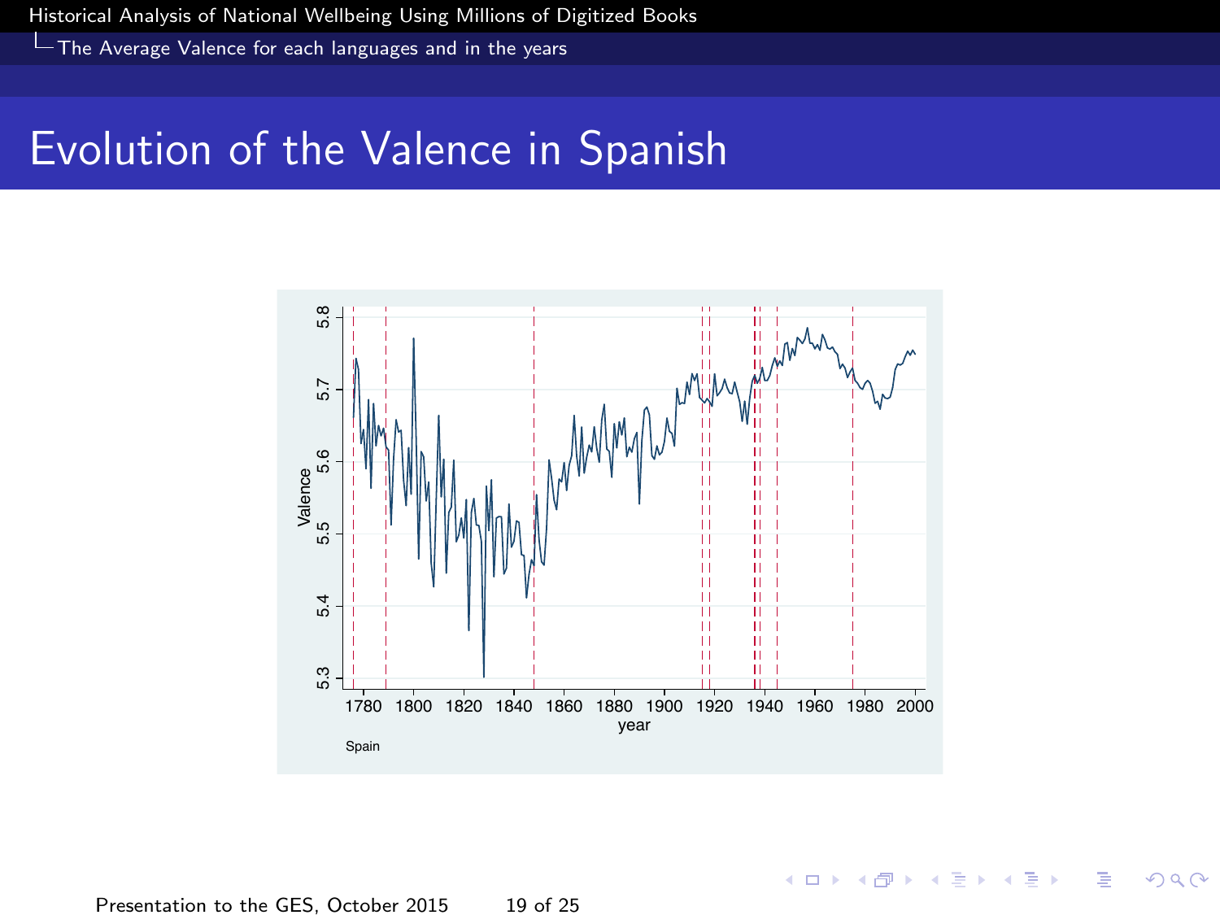# Evolution of the Valence in Spanish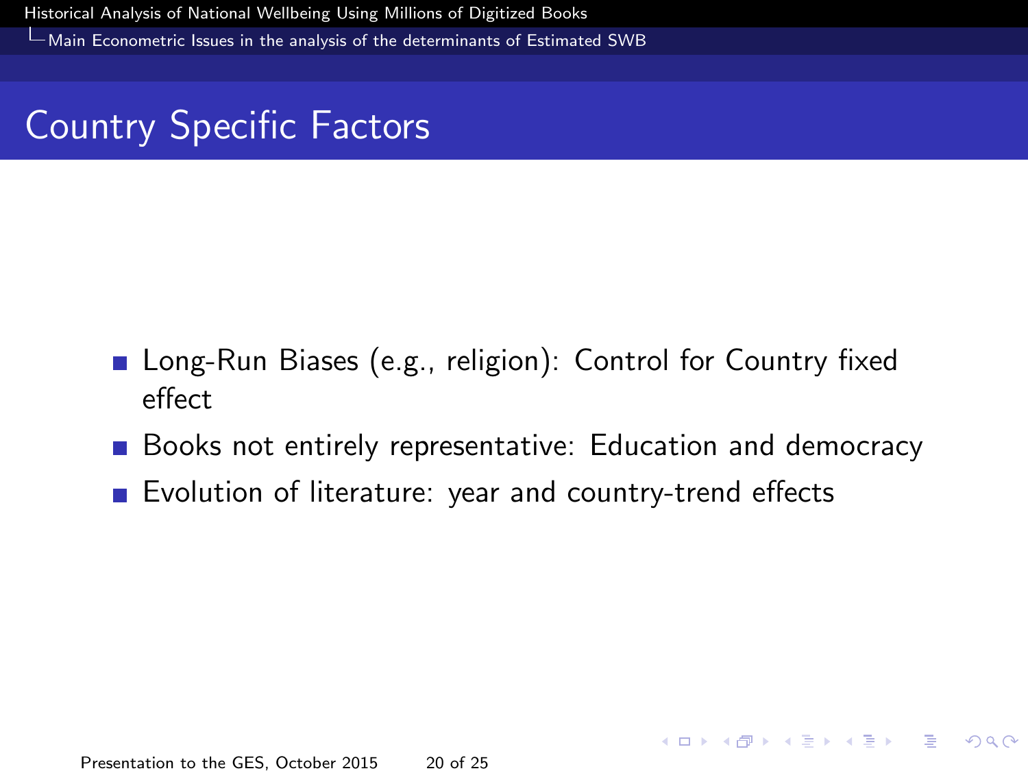## Country Specific Factors

- Long-Run Biases (e.g., religion): Control for Country fixed effect
- Books not entirely representative: Education and democracy
- Evolution of literature: year and country-trend effects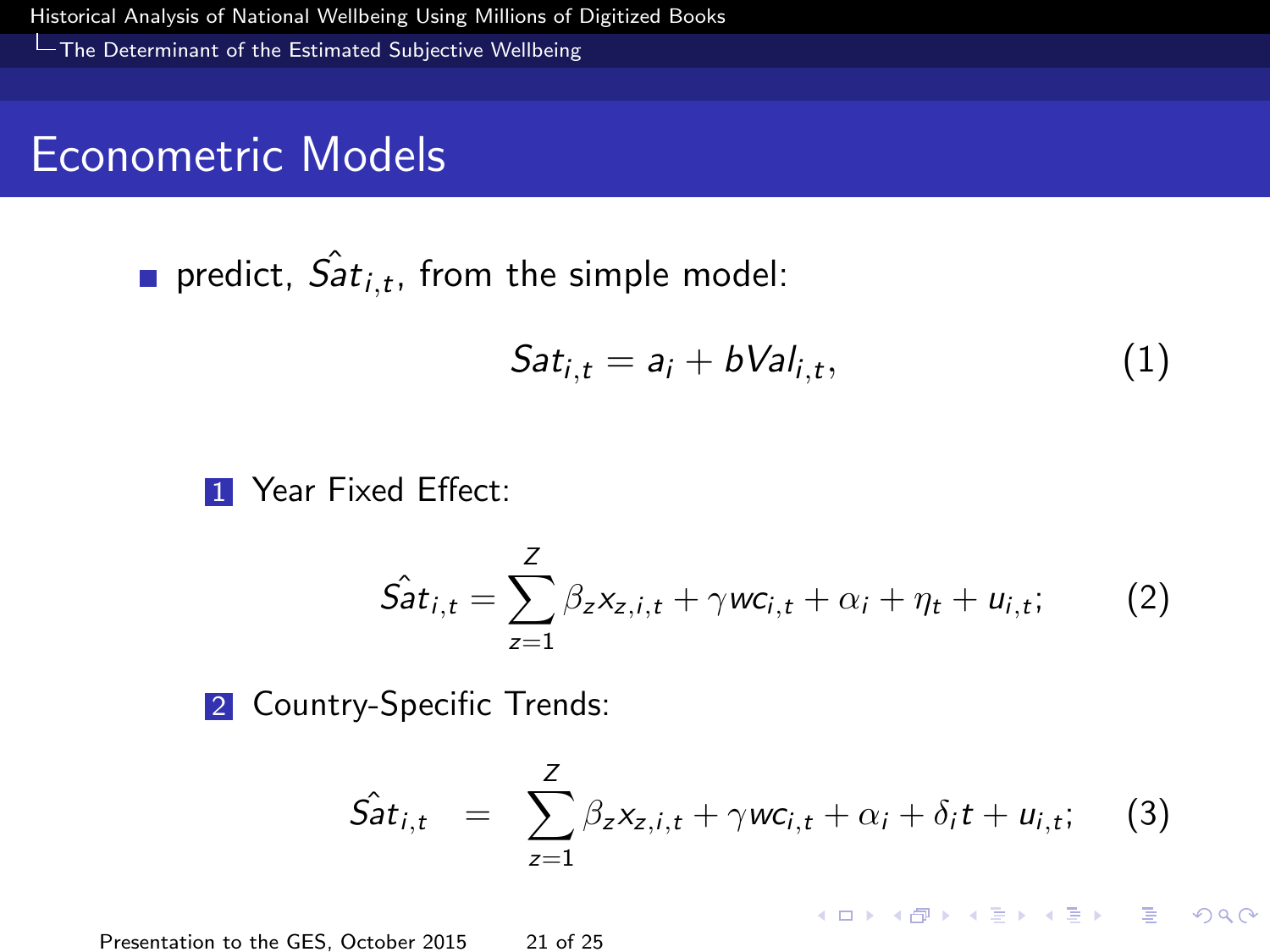# Econometric Models

- predict, $\hat{Sat}_{i,t}$, from the simple model:

$$Sat_{i,t} = a_i + bVal_{i,t}, \tag{1}$$

1. Year Fixed Effect:

$$\hat{Sat}_{i,t} = \sum_{z=1}^{Z} \beta_z x_{z,i,t} + \gamma wc_{i,t} + \alpha_i + \eta_t + u_{i,t}; \tag{2}$$

2. Country-Specific Trends:

$$\hat{Sat}_{i,t} = \sum_{z=1}^{Z} \beta_z x_{z,i,t} + \gamma wc_{i,t} + \alpha_i + \delta_i t + u_{i,t}; \tag{3}$$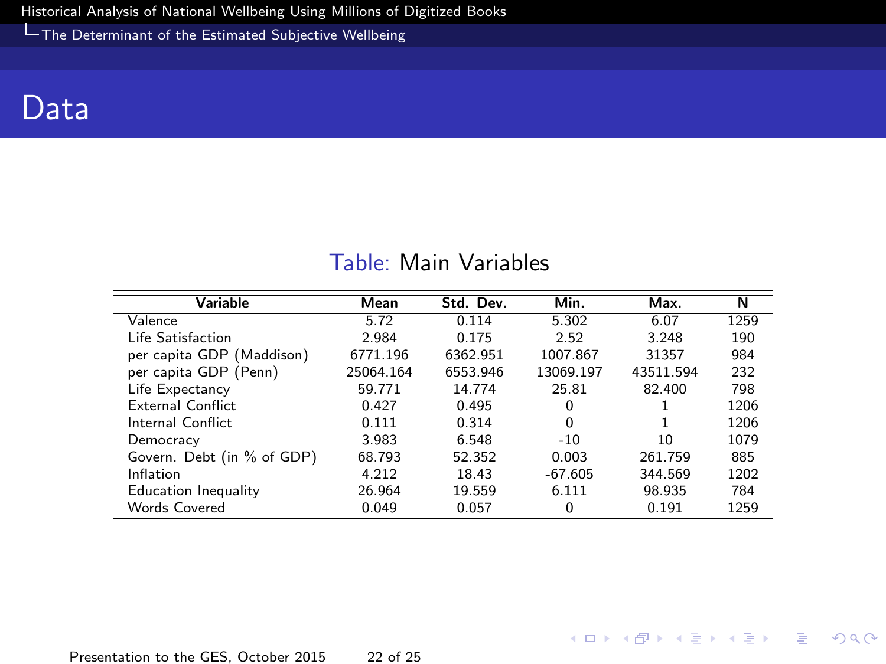# Data

Table: Main Variables

| Variable | Mean | Std. Dev. | Min. | Max. | N |
|---|---|---|---|---|---|
| Valence | 5.72 | 0.114 | 5.302 | 6.07 | 1259 |
| Life Satisfaction | 2.984 | 0.175 | 2.52 | 3.248 | 190 |
| per capita GDP (Maddison) | 6771.196 | 6362.951 | 1007.867 | 31357 | 984 |
| per capita GDP (Penn) | 25064.164 | 6553.946 | 13069.197 | 43511.594 | 232 |
| Life Expectancy | 59.771 | 14.774 | 25.81 | 82.400 | 798 |
| External Conflict | 0.427 | 0.495 | 0 | 1 | 1206 |
| Internal Conflict | 0.111 | 0.314 | 0 | 1 | 1206 |
| Democracy | 3.983 | 6.548 | -10 | 10 | 1079 |
| Govern. Debt (in % of GDP) | 68.793 | 52.352 | 0.003 | 261.759 | 885 |
| Inflation | 4.212 | 18.43 | -67.605 | 344.569 | 1202 |
| Education Inequality | 26.964 | 19.559 | 6.111 | 98.935 | 784 |
| Words Covered | 0.049 | 0.057 | 0 | 0.191 | 1259 |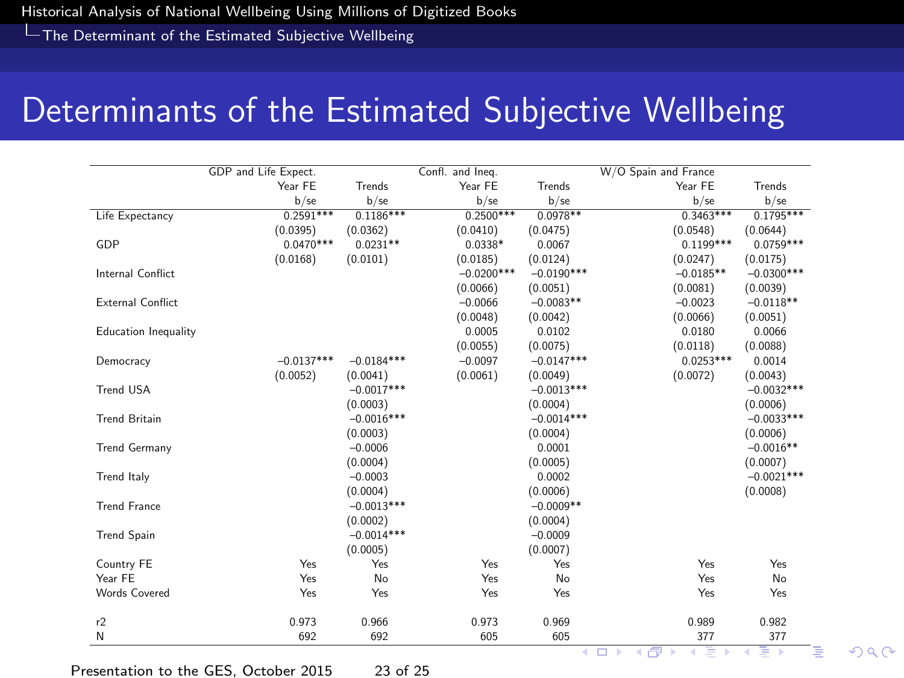# Determinants of the Estimated Subjective Wellbeing

| | GDP and Life Expect. | | Confl. and Ineq. | | W/O Spain and France | |
|---|---|---|---|---|---|---|
| | Year FE | Trends | Year FE | Trends | Year FE | Trends |
| | b/se | b/se | b/se | b/se | b/se | b/se |
| Life Expectancy | 0.2591*** | 0.1186*** | 0.2500*** | 0.0978** | 0.3463*** | 0.1795*** |
| | (0.0395) | (0.0362) | (0.0410) | (0.0475) | (0.0548) | (0.0644) |
| GDP | 0.0470*** | 0.0231** | 0.0338* | 0.0067 | 0.1199*** | 0.0759*** |
| | (0.0168) | (0.0101) | (0.0185) | (0.0124) | (0.0247) | (0.0175) |
| Internal Conflict | | | −0.0200*** | −0.0190*** | −0.0185** | −0.0300*** |
| | | | (0.0066) | (0.0051) | (0.0081) | (0.0039) |
| External Conflict | | | −0.0066 | −0.0083** | −0.0023 | −0.0118** |
| | | | (0.0048) | (0.0042) | (0.0066) | (0.0051) |
| Education Inequality | | | 0.0005 | 0.0102 | 0.0180 | 0.0066 |
| | | | (0.0055) | (0.0075) | (0.0118) | (0.0088) |
| Democracy | −0.0137*** | −0.0184*** | −0.0097 | −0.0147*** | 0.0253*** | 0.0014 |
| | (0.0052) | (0.0041) | (0.0061) | (0.0049) | (0.0072) | (0.0043) |
| Trend USA | | −0.0017*** | | −0.0013*** | | −0.0032*** |
| | | (0.0003) | | (0.0004) | | (0.0006) |
| Trend Britain | | −0.0016*** | | −0.0014*** | | −0.0033*** |
| | | (0.0003) | | (0.0004) | | (0.0006) |
| Trend Germany | | −0.0006 | | 0.0001 | | −0.0016** |
| | | (0.0004) | | (0.0005) | | (0.0007) |
| Trend Italy | | −0.0003 | | 0.0002 | | −0.0021*** |
| | | (0.0004) | | (0.0006) | | (0.0008) |
| Trend France | | −0.0013*** | | −0.0009** | | |
| | | (0.0002) | | (0.0004) | | |
| Trend Spain | | −0.0014*** | | −0.0009 | | |
| | | (0.0005) | | (0.0007) | | |
| Country FE | Yes | Yes | Yes | Yes | Yes | Yes |
| Year FE | Yes | No | Yes | No | Yes | No |
| Words Covered | Yes | Yes | Yes | Yes | Yes | Yes |
| r2 | 0.973 | 0.966 | 0.973 | 0.969 | 0.989 | 0.982 |
| N | 692 | 692 | 605 | 605 | 377 | 377 |

Presentation to the GES, October 2015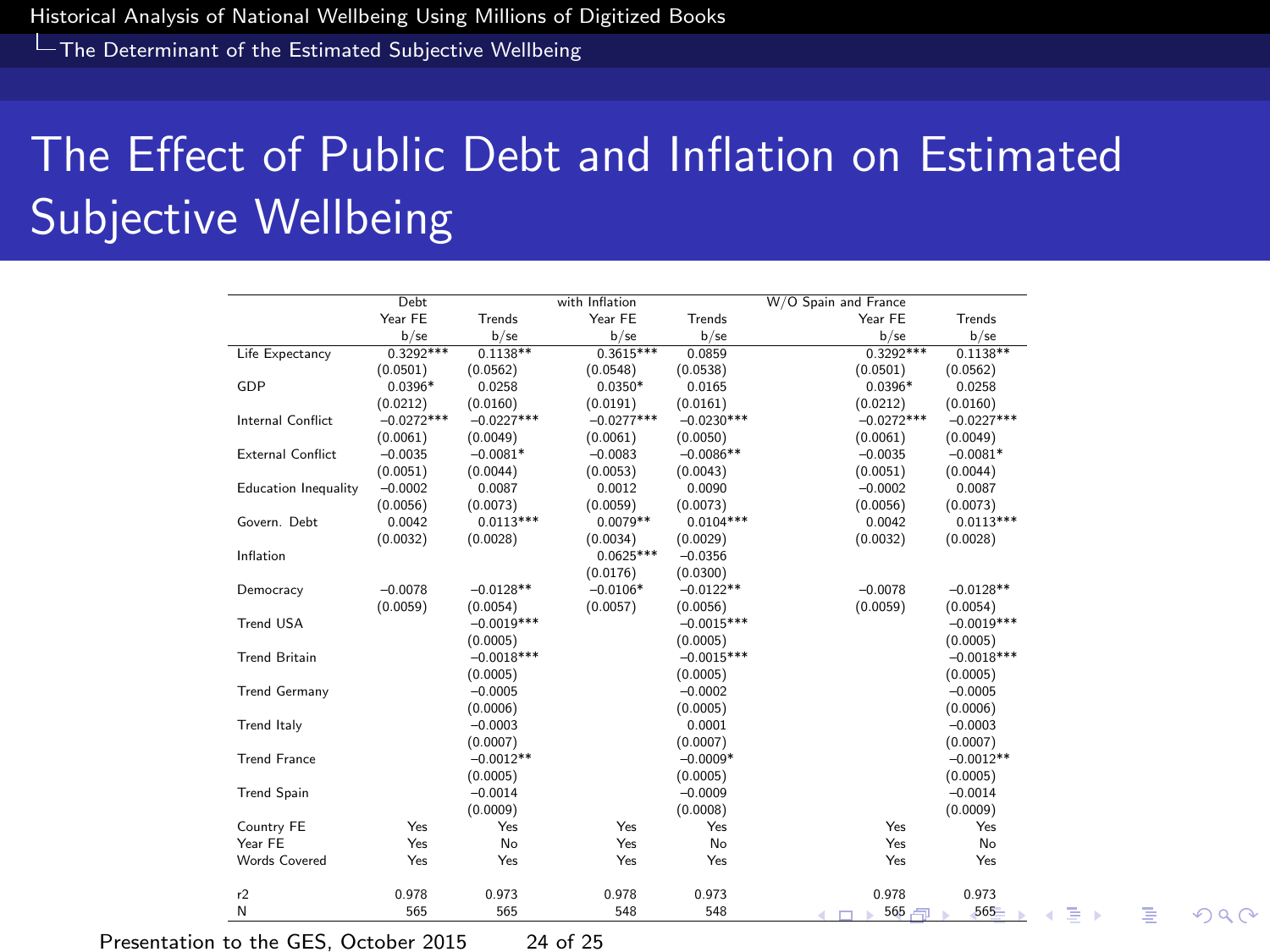# The Effect of Public Debt and Inflation on Estimated Subjective Wellbeing

| | Debt | | with Inflation | | W/O Spain and France | |
|---|---|---|---|---|---|---|
| | Year FE | Trends | Year FE | Trends | Year FE | Trends |
| | b/se | b/se | b/se | b/se | b/se | b/se |
| Life Expectancy | 0.3292*** | 0.1138** | 0.3615*** | 0.0859 | 0.3292*** | 0.1138** |
| | (0.0501) | (0.0562) | (0.0548) | (0.0538) | (0.0501) | (0.0562) |
| GDP | 0.0396* | 0.0258 | 0.0350* | 0.0165 | 0.0396* | 0.0258 |
| | (0.0212) | (0.0160) | (0.0191) | (0.0161) | (0.0212) | (0.0160) |
| Internal Conflict | −0.0272*** | −0.0227*** | −0.0277*** | −0.0230*** | −0.0272*** | −0.0227*** |
| | (0.0061) | (0.0049) | (0.0061) | (0.0050) | (0.0061) | (0.0049) |
| External Conflict | −0.0035 | −0.0081* | −0.0083 | −0.0086** | −0.0035 | −0.0081* |
| | (0.0051) | (0.0044) | (0.0053) | (0.0043) | (0.0051) | (0.0044) |
| Education Inequality | −0.0002 | 0.0087 | 0.0012 | 0.0090 | −0.0002 | 0.0087 |
| | (0.0056) | (0.0073) | (0.0059) | (0.0073) | (0.0056) | (0.0073) |
| Govern. Debt | 0.0042 | 0.0113*** | 0.0079** | 0.0104*** | 0.0042 | 0.0113*** |
| | (0.0032) | (0.0028) | (0.0034) | (0.0029) | (0.0032) | (0.0028) |
| Inflation | | | 0.0625*** | −0.0356 | | |
| | | | (0.0176) | (0.0300) | | |
| Democracy | −0.0078 | −0.0128** | −0.0106* | −0.0122** | −0.0078 | −0.0128** |
| | (0.0059) | (0.0054) | (0.0057) | (0.0056) | (0.0059) | (0.0054) |
| Trend USA | | −0.0019*** | | −0.0015*** | | −0.0019*** |
| | | (0.0005) | | (0.0005) | | (0.0005) |
| Trend Britain | | −0.0018*** | | −0.0015*** | | −0.0018*** |
| | | (0.0005) | | (0.0005) | | (0.0005) |
| Trend Germany | | −0.0005 | | −0.0002 | | −0.0005 |
| | | (0.0006) | | (0.0005) | | (0.0006) |
| Trend Italy | | −0.0003 | | 0.0001 | | −0.0003 |
| | | (0.0007) | | (0.0007) | | (0.0007) |
| Trend France | | −0.0012** | | −0.0009* | | −0.0012** |
| | | (0.0005) | | (0.0005) | | (0.0005) |
| Trend Spain | | −0.0014 | | −0.0009 | | −0.0014 |
| | | (0.0009) | | (0.0008) | | (0.0009) |
| Country FE | Yes | Yes | Yes | Yes | Yes | Yes |
| Year FE | Yes | No | Yes | No | Yes | No |
| Words Covered | Yes | Yes | Yes | Yes | Yes | Yes |
| r2 | 0.978 | 0.973 | 0.978 | 0.973 | 0.978 | 0.973 |
| N | 565 | 565 | 548 | 548 | 565 | 565 |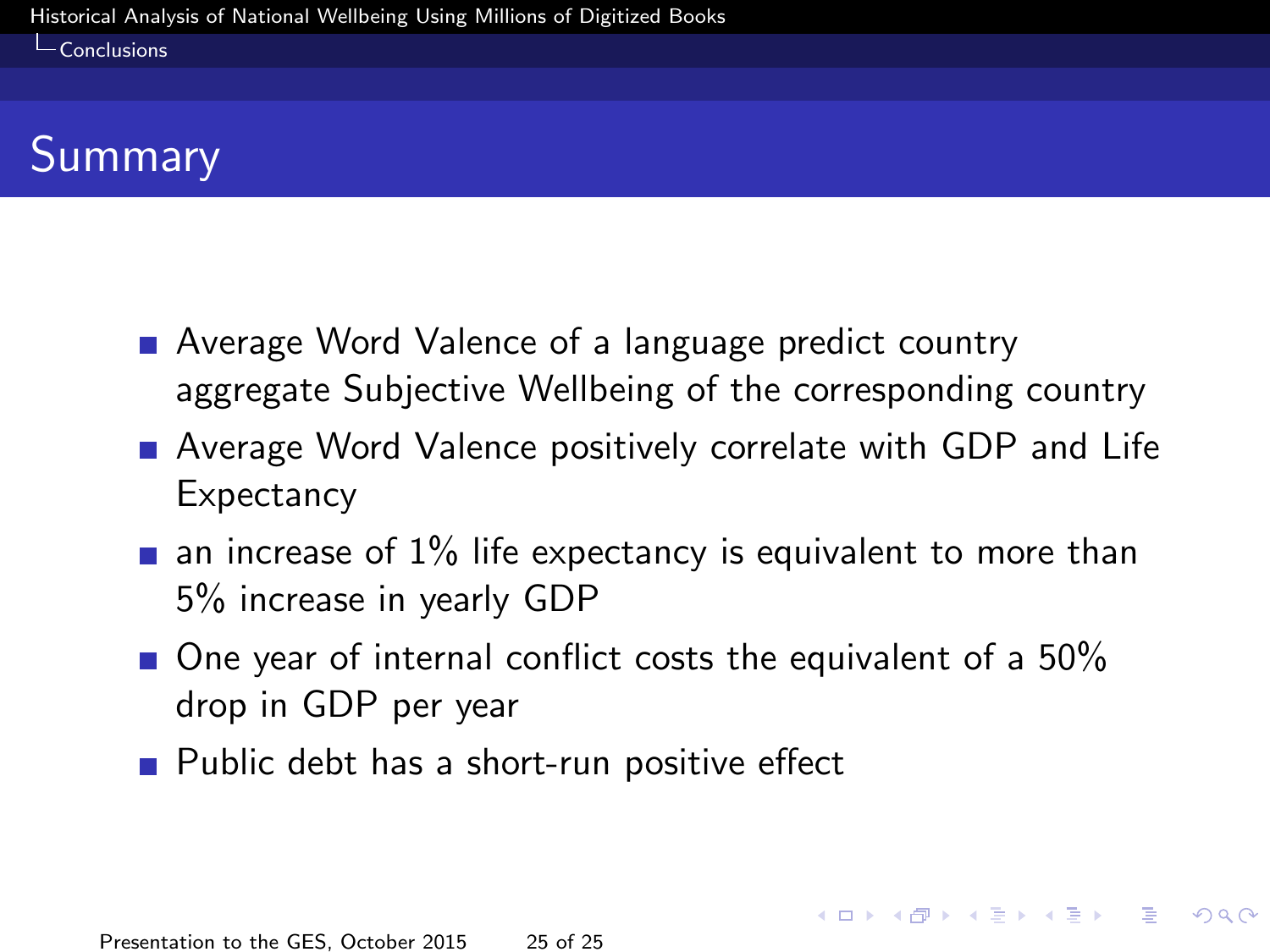## Summary

- Average Word Valence of a language predict country aggregate Subjective Wellbeing of the corresponding country
- Average Word Valence positively correlate with GDP and Life Expectancy
- an increase of 1% life expectancy is equivalent to more than 5% increase in yearly GDP
- One year of internal conflict costs the equivalent of a 50% drop in GDP per year
- Public debt has a short-run positive effect